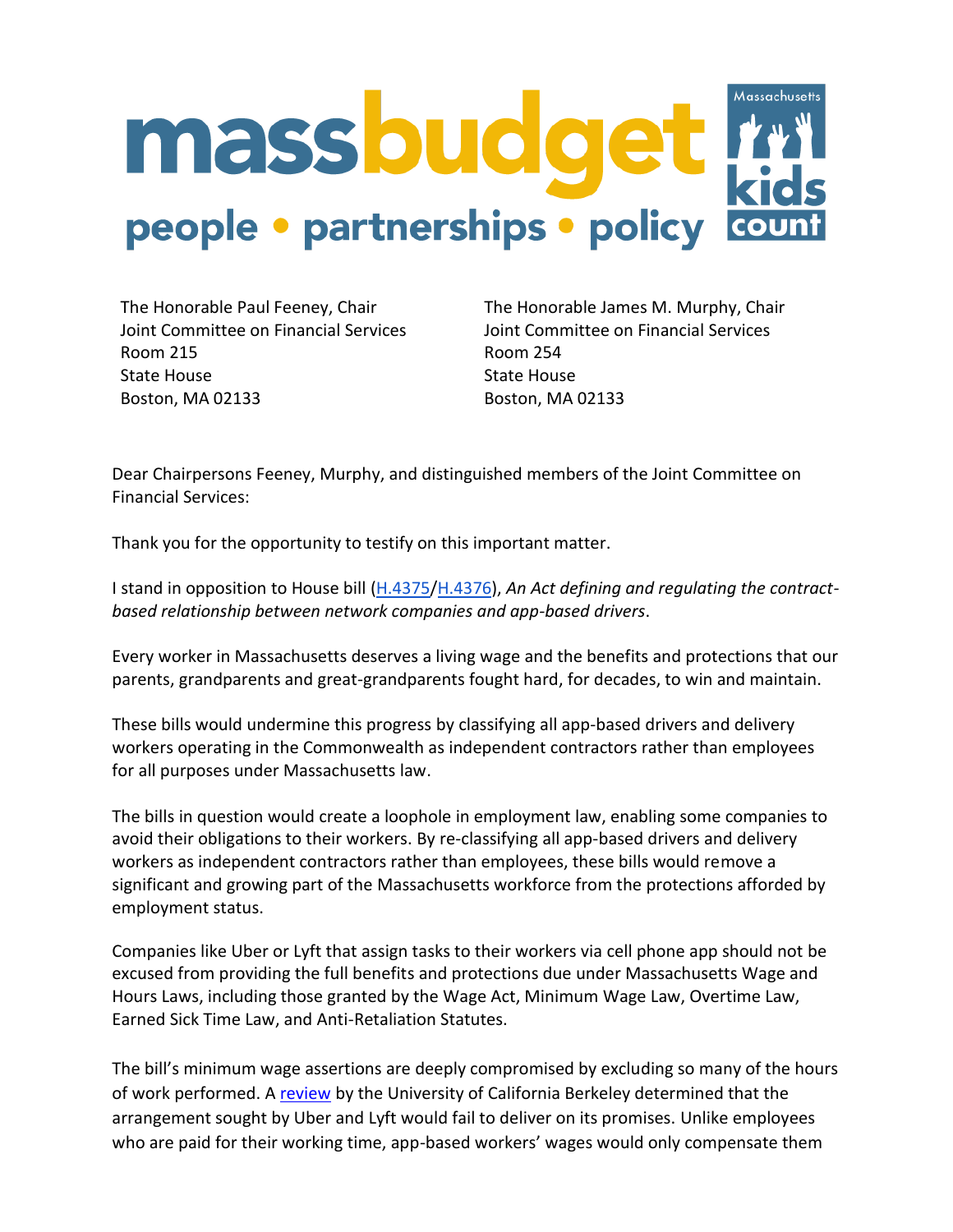massbudget

people • partnerships • policy

Massachusetts kids count

The Honorable Paul Feeney, Chair
Joint Committee on Financial Services
Room 215
State House
Boston, MA 02133

The Honorable James M. Murphy, Chair
Joint Committee on Financial Services
Room 254
State House
Boston, MA 02133

Dear Chairpersons Feeney, Murphy, and distinguished members of the Joint Committee on Financial Services:

Thank you for the opportunity to testify on this important matter.

I stand in opposition to House bill (H.4375/H.4376), *An Act defining and regulating the contract-based relationship between network companies and app-based drivers*.

Every worker in Massachusetts deserves a living wage and the benefits and protections that our parents, grandparents and great-grandparents fought hard, for decades, to win and maintain.

These bills would undermine this progress by classifying all app-based drivers and delivery workers operating in the Commonwealth as independent contractors rather than employees for all purposes under Massachusetts law.

The bills in question would create a loophole in employment law, enabling some companies to avoid their obligations to their workers. By re-classifying all app-based drivers and delivery workers as independent contractors rather than employees, these bills would remove a significant and growing part of the Massachusetts workforce from the protections afforded by employment status.

Companies like Uber or Lyft that assign tasks to their workers via cell phone app should not be excused from providing the full benefits and protections due under Massachusetts Wage and Hours Laws, including those granted by the Wage Act, Minimum Wage Law, Overtime Law, Earned Sick Time Law, and Anti-Retaliation Statutes.

The bill's minimum wage assertions are deeply compromised by excluding so many of the hours of work performed. A review by the University of California Berkeley determined that the arrangement sought by Uber and Lyft would fail to deliver on its promises. Unlike employees who are paid for their working time, app-based workers' wages would only compensate them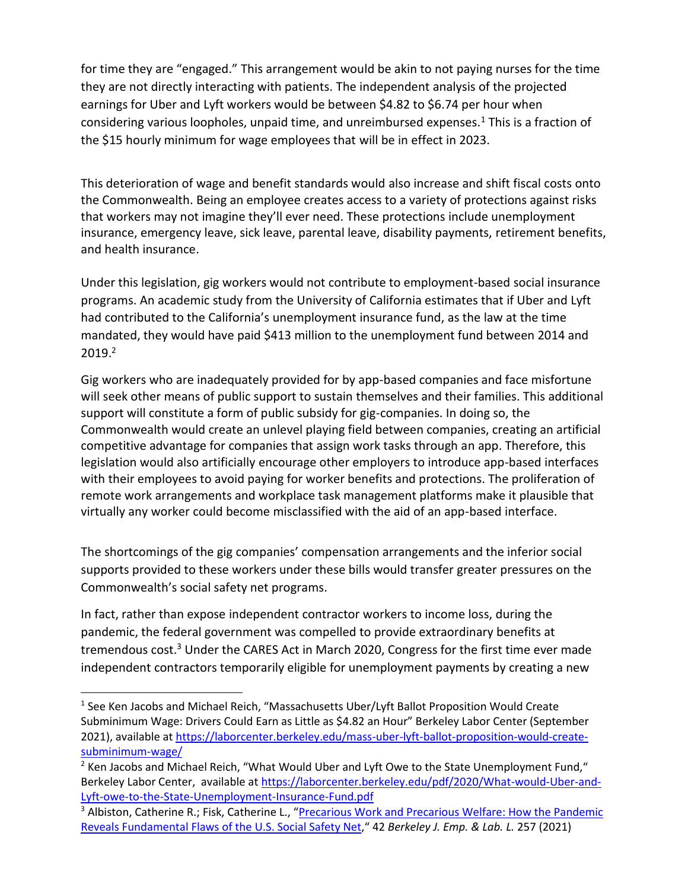for time they are "engaged." This arrangement would be akin to not paying nurses for the time they are not directly interacting with patients. The independent analysis of the projected earnings for Uber and Lyft workers would be between $4.82 to $6.74 per hour when considering various loopholes, unpaid time, and unreimbursed expenses.[1] This is a fraction of the $15 hourly minimum for wage employees that will be in effect in 2023.

This deterioration of wage and benefit standards would also increase and shift fiscal costs onto the Commonwealth. Being an employee creates access to a variety of protections against risks that workers may not imagine they'll ever need. These protections include unemployment insurance, emergency leave, sick leave, parental leave, disability payments, retirement benefits, and health insurance.

Under this legislation, gig workers would not contribute to employment-based social insurance programs. An academic study from the University of California estimates that if Uber and Lyft had contributed to the California's unemployment insurance fund, as the law at the time mandated, they would have paid $413 million to the unemployment fund between 2014 and 2019.[2]

Gig workers who are inadequately provided for by app-based companies and face misfortune will seek other means of public support to sustain themselves and their families. This additional support will constitute a form of public subsidy for gig-companies. In doing so, the Commonwealth would create an unlevel playing field between companies, creating an artificial competitive advantage for companies that assign work tasks through an app. Therefore, this legislation would also artificially encourage other employers to introduce app-based interfaces with their employees to avoid paying for worker benefits and protections. The proliferation of remote work arrangements and workplace task management platforms make it plausible that virtually any worker could become misclassified with the aid of an app-based interface.

The shortcomings of the gig companies' compensation arrangements and the inferior social supports provided to these workers under these bills would transfer greater pressures on the Commonwealth's social safety net programs.

In fact, rather than expose independent contractor workers to income loss, during the pandemic, the federal government was compelled to provide extraordinary benefits at tremendous cost.[3] Under the CARES Act in March 2020, Congress for the first time ever made independent contractors temporarily eligible for unemployment payments by creating a new

---

[1] See Ken Jacobs and Michael Reich, "Massachusetts Uber/Lyft Ballot Proposition Would Create Subminimum Wage: Drivers Could Earn as Little as $4.82 an Hour" Berkeley Labor Center (September 2021), available at https://laborcenter.berkeley.edu/mass-uber-lyft-ballot-proposition-would-create-subminimum-wage/

[2] Ken Jacobs and Michael Reich, "What Would Uber and Lyft Owe to the State Unemployment Fund," Berkeley Labor Center, available at https://laborcenter.berkeley.edu/pdf/2020/What-would-Uber-and-Lyft-owe-to-the-State-Unemployment-Insurance-Fund.pdf

[3] Albiston, Catherine R.; Fisk, Catherine L., "Precarious Work and Precarious Welfare: How the Pandemic Reveals Fundamental Flaws of the U.S. Social Safety Net," 42 *Berkeley J. Emp. & Lab. L.* 257 (2021)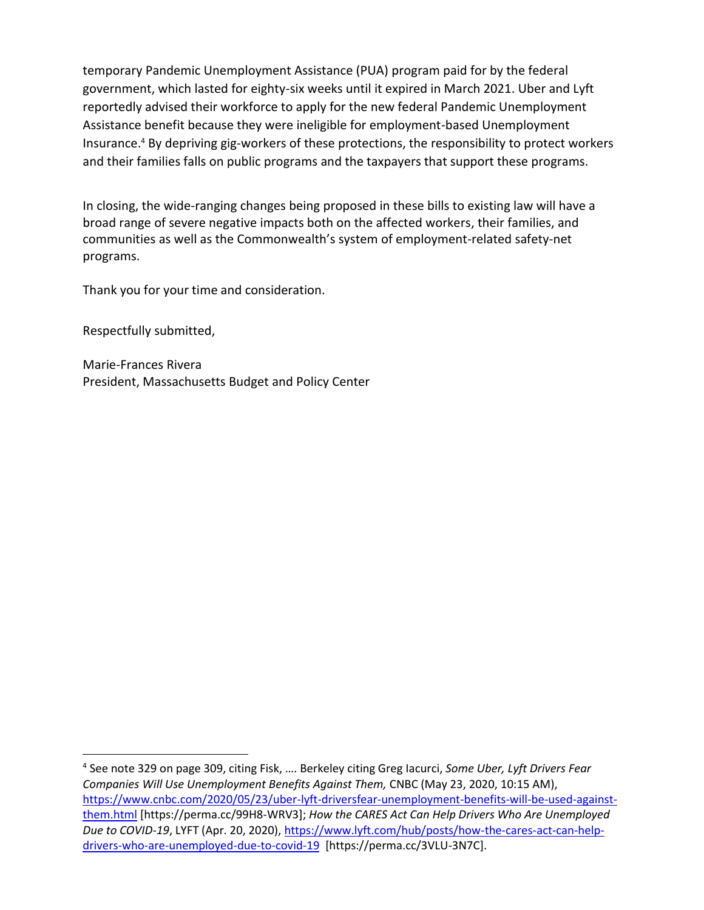temporary Pandemic Unemployment Assistance (PUA) program paid for by the federal government, which lasted for eighty-six weeks until it expired in March 2021. Uber and Lyft reportedly advised their workforce to apply for the new federal Pandemic Unemployment Assistance benefit because they were ineligible for employment-based Unemployment Insurance.[4] By depriving gig-workers of these protections, the responsibility to protect workers and their families falls on public programs and the taxpayers that support these programs.

In closing, the wide-ranging changes being proposed in these bills to existing law will have a broad range of severe negative impacts both on the affected workers, their families, and communities as well as the Commonwealth's system of employment-related safety-net programs.

Thank you for your time and consideration.

Respectfully submitted,

Marie-Frances Rivera
President, Massachusetts Budget and Policy Center

---

[4] See note 329 on page 309, citing Fisk, …. Berkeley citing Greg Iacurci, *Some Uber, Lyft Drivers Fear Companies Will Use Unemployment Benefits Against Them,* CNBC (May 23, 2020, 10:15 AM), https://www.cnbc.com/2020/05/23/uber-lyft-driversfear-unemployment-benefits-will-be-used-against-them.html [https://perma.cc/99H8-WRV3]; *How the CARES Act Can Help Drivers Who Are Unemployed Due to COVID-19*, LYFT (Apr. 20, 2020), https://www.lyft.com/hub/posts/how-the-cares-act-can-help-drivers-who-are-unemployed-due-to-covid-19 [https://perma.cc/3VLU-3N7C].